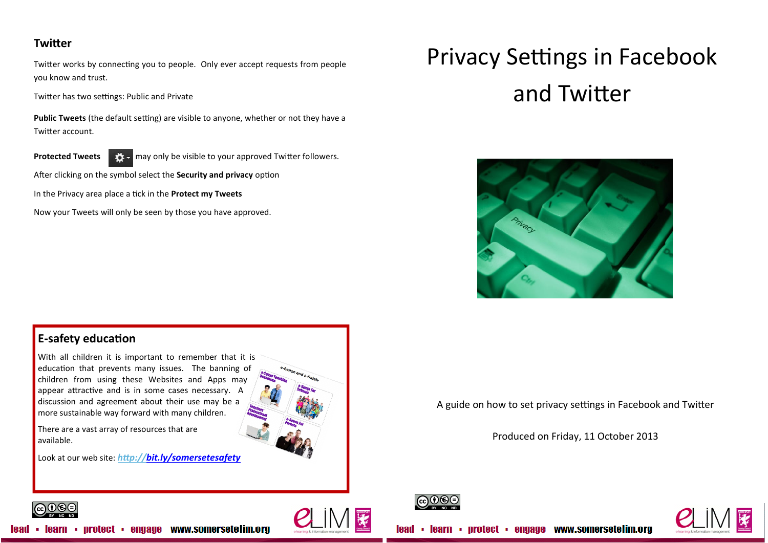# Twitter

Twitter works by connecting you to people. Only ever accept requests from people you know and trust.

Twitter has two settings: Public and Private

**Public Tweets** (the default setting) are visible to anyone, whether or not they have a Twitter account.

**Protected Tweets** may only be visible to your approved Twitter followers.

After clicking on the symbol select the **Security and privacy** option

In the Privacy area place a tick in the **Protect my Tweets**

Now your Tweets will only be seen by those you have approved.

## E-safety education

With all children it is important to remember that it is education that prevents many issues. The banning of children from using these Websites and Apps may appear attractive and is in some cases necessary. A discussion and agreement about their use may be a more sustainable way forward with many children.

There are a vast array of resources that are available.

Look at our web site: [http://bit.ly/somersetesafety](http://bit.ly/somersetesafety)

lead ▪ learn ▪ protect ▪ engage www.somersetelim.org

# Privacy Settings in Facebook and Twitter

A guide on how to set privacy settings in Facebook and Twitter

Produced on Friday, 11 October 2013

lead ▪ learn ▪ protect ▪ engage www.somersetelim.org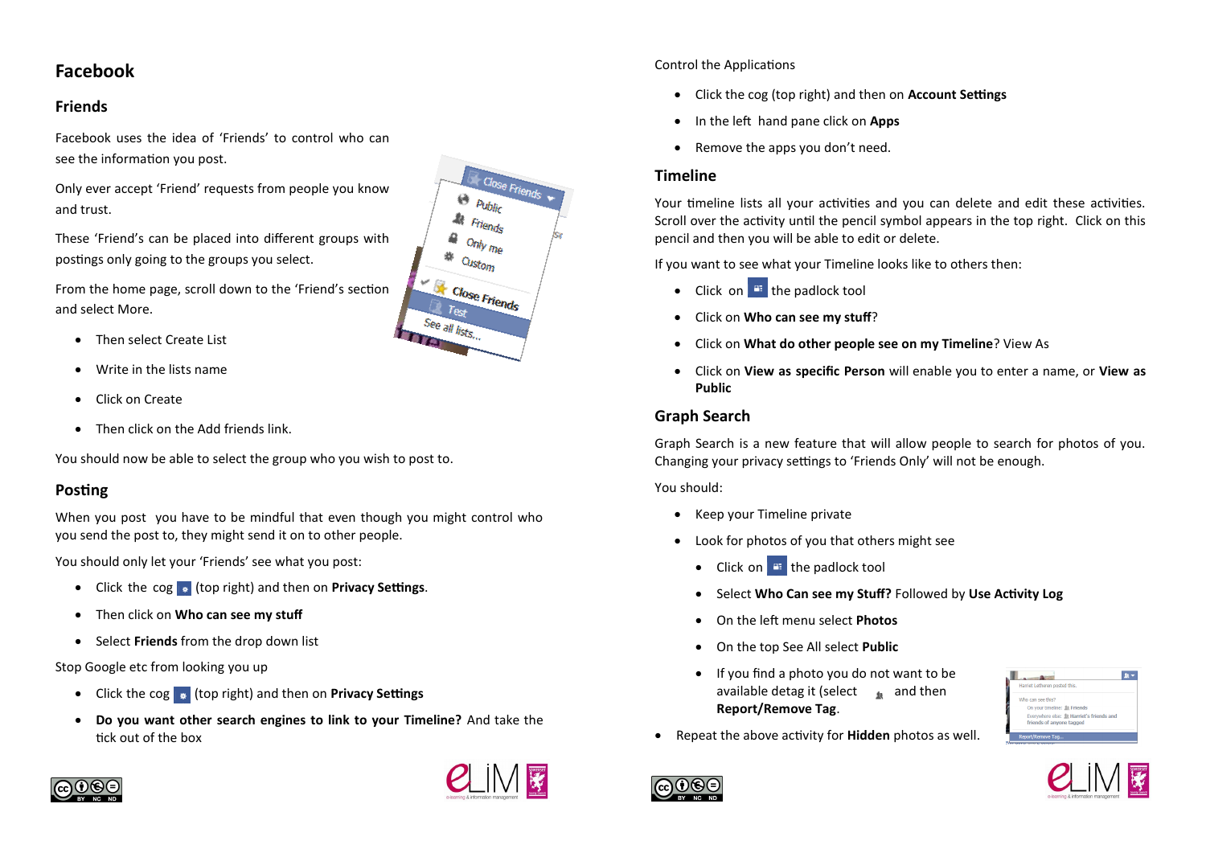# Facebook

## Friends

Facebook uses the idea of 'Friends' to control who can see the information you post.

Only ever accept 'Friend' requests from people you know and trust.

These 'Friend's can be placed into different groups with postings only going to the groups you select.

From the home page, scroll down to the 'Friend's section and select More.

- Then select Create List
- Write in the lists name
- Click on Create
- Then click on the Add friends link.

You should now be able to select the group who you wish to post to.

## Posting

When you post you have to be mindful that even though you might control who you send the post to, they might send it on to other people.

You should only let your 'Friends' see what you post:

- Click the cog (top right) and then on **Privacy Settings**.
- Then click on **Who can see my stuff**
- Select **Friends** from the drop down list

Stop Google etc from looking you up

- Click the cog (top right) and then on **Privacy Settings**
- **Do you want other search engines to link to your Timeline?** And take the tick out of the box

Control the Applications

- Click the cog (top right) and then on **Account Settings**
- In the left hand pane click on **Apps**
- Remove the apps you don't need.

## Timeline

Your timeline lists all your activities and you can delete and edit these activities. Scroll over the activity until the pencil symbol appears in the top right. Click on this pencil and then you will be able to edit or delete.

If you want to see what your Timeline looks like to others then:

- Click on the padlock tool
- Click on **Who can see my stuff**?
- Click on **What do other people see on my Timeline**? View As
- Click on **View as specific Person** will enable you to enter a name, or **View as Public**

## Graph Search

Graph Search is a new feature that will allow people to search for photos of you. Changing your privacy settings to 'Friends Only' will not be enough.

You should:

- Keep your Timeline private
- Look for photos of you that others might see
    - Click on the padlock tool
    - Select **Who Can see my Stuff?** Followed by **Use Activity Log**
    - On the left menu select **Photos**
    - On the top See All select **Public**
    - If you find a photo you do not want to be available detag it (select and then **Report/Remove Tag**.
- Repeat the above activity for **Hidden** photos as well.